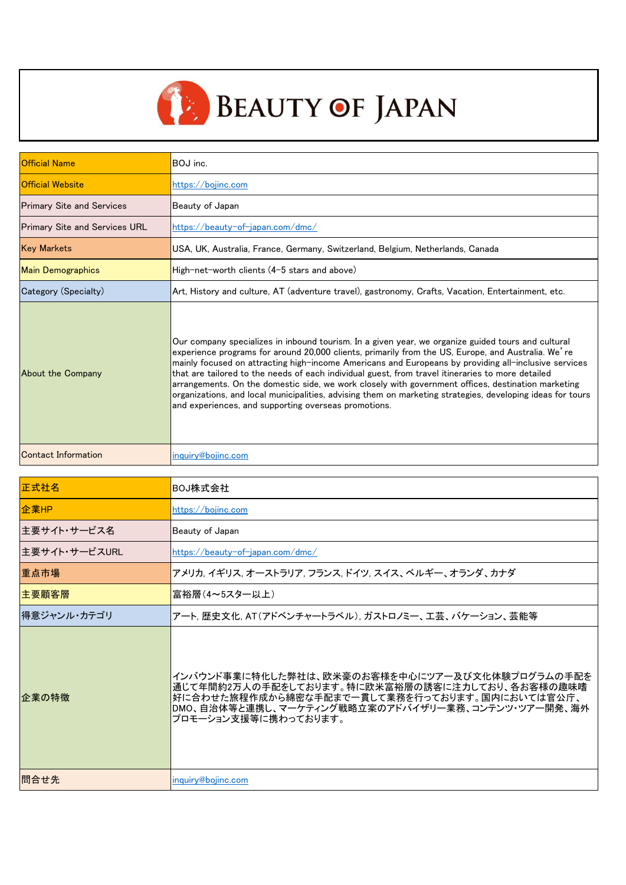# BEAUTY OF JAPAN

| Official Name | BOJ inc. |
|---|---|
| Official Website | https://bojinc.com |
| Primary Site and Services | Beauty of Japan |
| Primary Site and Services URL | https://beauty-of-japan.com/dmc/ |
| Key Markets | USA, UK, Australia, France, Germany, Switzerland, Belgium, Netherlands, Canada |
| Main Demographics | High-net-worth clients (4-5 stars and above) |
| Category (Specialty) | Art, History and culture, AT (adventure travel), gastronomy, Crafts, Vacation, Entertainment, etc. |
| About the Company | Our company specializes in inbound tourism. In a given year, we organize guided tours and cultural experience programs for around 20,000 clients, primarily from the US, Europe, and Australia. We're mainly focused on attracting high-income Americans and Europeans by providing all-inclusive services that are tailored to the needs of each individual guest, from travel itineraries to more detailed arrangements. On the domestic side, we work closely with government offices, destination marketing organizations, and local municipalities, advising them on marketing strategies, developing ideas for tours and experiences, and supporting overseas promotions. |
| Contact Information | inquiry@bojinc.com |

| 正式社名 | BOJ株式会社 |
|---|---|
| 企業HP | https://bojinc.com |
| 主要サイト・サービス名 | Beauty of Japan |
| 主要サイト・サービスURL | https://beauty-of-japan.com/dmc/ |
| 重点市場 | アメリカ, イギリス, オーストラリア, フランス, ドイツ, スイス、ベルギー、オランダ、カナダ |
| 主要顧客層 | 富裕層（4～5スター以上） |
| 得意ジャンル・カテゴリ | アート, 歴史文化, AT(アドベンチャートラベル), ガストロノミー、工芸、バケーション、芸能等 |
| 企業の特徴 | インバウンド事業に特化した弊社は、欧米豪のお客様を中心にツアー及び文化体験プログラムの手配を通じて年間約2万人の手配をしております。特に欧米富裕層の誘客に注力しており、各お客様の趣味嗜好に合わせた旅程作成から綿密な手配まで一貫して業務を行っております。国内においては官公庁、DMO、自治体等と連携し、マーケティング戦略立案のアドバイザリー業務、コンテンツ・ツアー開発、海外プロモーション支援等に携わっております。 |
| 問合せ先 | inquiry@bojinc.com |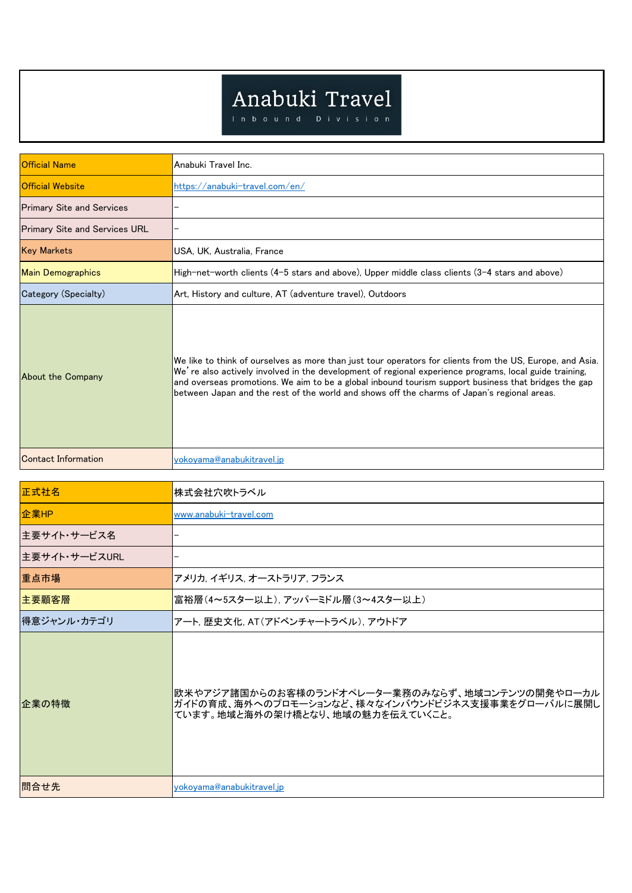# Anabuki Travel

Inbound Division

| | |
|---|---|
| Official Name | Anabuki Travel Inc. |
| Official Website | https://anabuki-travel.com/en/ |
| Primary Site and Services | – |
| Primary Site and Services URL | – |
| Key Markets | USA, UK, Australia, France |
| Main Demographics | High-net-worth clients (4-5 stars and above), Upper middle class clients (3-4 stars and above) |
| Category (Specialty) | Art, History and culture, AT (adventure travel), Outdoors |
| About the Company | We like to think of ourselves as more than just tour operators for clients from the US, Europe, and Asia. We're also actively involved in the development of regional experience programs, local guide training, and overseas promotions. We aim to be a global inbound tourism support business that bridges the gap between Japan and the rest of the world and shows off the charms of Japan's regional areas. |
| Contact Information | yokoyama@anabukitravel.jp |

| | |
|---|---|
| 正式社名 | 株式会社穴吹トラベル |
| 企業HP | www.anabuki-travel.com |
| 主要サイト・サービス名 | – |
| 主要サイト・サービスURL | – |
| 重点市場 | アメリカ, イギリス, オーストラリア, フランス |
| 主要顧客層 | 富裕層（4～5スター以上）, アッパーミドル層（3～4スター以上） |
| 得意ジャンル・カテゴリ | アート, 歴史文化, AT（アドベンチャートラベル）, アウトドア |
| 企業の特徴 | 欧米やアジア諸国からのお客様のランドオペレーター業務のみならず、地域コンテンツの開発やローカルガイドの育成、海外へのプロモーションなど、様々なインバウンドビジネス支援事業をグローバルに展開しています。地域と海外の架け橋となり、地域の魅力を伝えていくこと。 |
| 問合せ先 | yokoyama@anabukitravel.jp |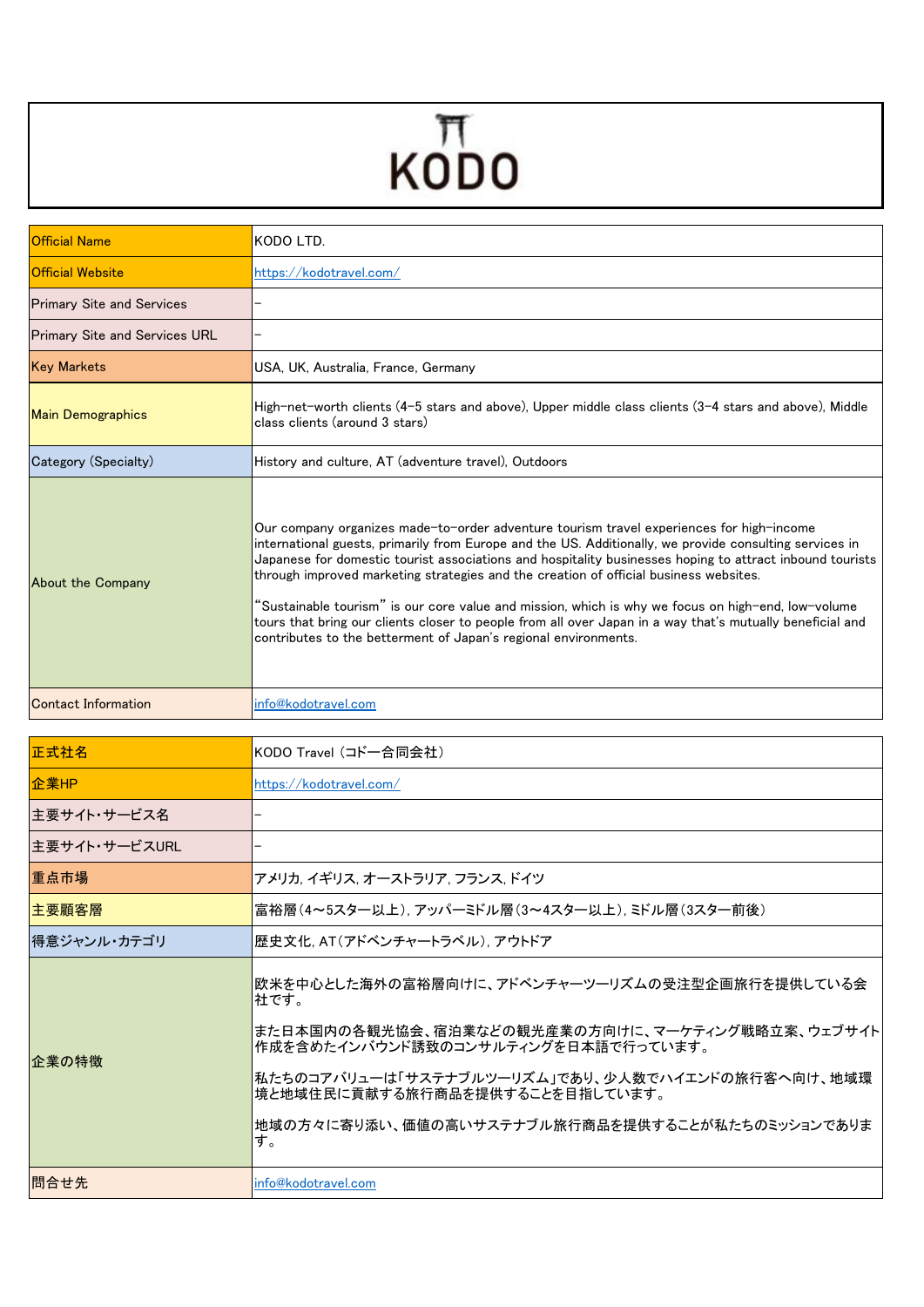# KODO

| Official Name | KODO LTD. |
|---|---|
| Official Website | https://kodotravel.com/ |
| Primary Site and Services | – |
| Primary Site and Services URL | – |
| Key Markets | USA, UK, Australia, France, Germany |
| Main Demographics | High-net-worth clients (4-5 stars and above), Upper middle class clients (3-4 stars and above), Middle class clients (around 3 stars) |
| Category (Specialty) | History and culture, AT (adventure travel), Outdoors |
| About the Company | Our company organizes made-to-order adventure tourism travel experiences for high-income international guests, primarily from Europe and the US. Additionally, we provide consulting services in Japanese for domestic tourist associations and hospitality businesses hoping to attract inbound tourists through improved marketing strategies and the creation of official business websites.<br><br>"Sustainable tourism" is our core value and mission, which is why we focus on high-end, low-volume tours that bring our clients closer to people from all over Japan in a way that's mutually beneficial and contributes to the betterment of Japan's regional environments. |
| Contact Information | info@kodotravel.com |

| 正式社名 | KODO Travel（コドー合同会社） |
|---|---|
| 企業HP | https://kodotravel.com/ |
| 主要サイト・サービス名 | – |
| 主要サイト・サービスURL | – |
| 重点市場 | アメリカ, イギリス, オーストラリア, フランス, ドイツ |
| 主要顧客層 | 富裕層（4～5スター以上）, アッパーミドル層（3～4スター以上）, ミドル層（3スター前後） |
| 得意ジャンル・カテゴリ | 歴史文化, AT（アドベンチャートラベル）, アウトドア |
| 企業の特徴 | 欧米を中心とした海外の富裕層向けに、アドベンチャーツーリズムの受注型企画旅行を提供している会社です。<br><br>また日本国内の各観光協会、宿泊業などの観光産業の方向けに、マーケティング戦略立案、ウェブサイト作成を含めたインバウンド誘致のコンサルティングを日本語で行っています。<br><br>私たちのコアバリューは「サステナブルツーリズム」であり、少人数でハイエンドの旅行客へ向け、地域環境と地域住民に貢献する旅行商品を提供することを目指しています。<br><br>地域の方々に寄り添い、価値の高いサステナブル旅行商品を提供することが私たちのミッションであります。 |
| 問合せ先 | info@kodotravel.com |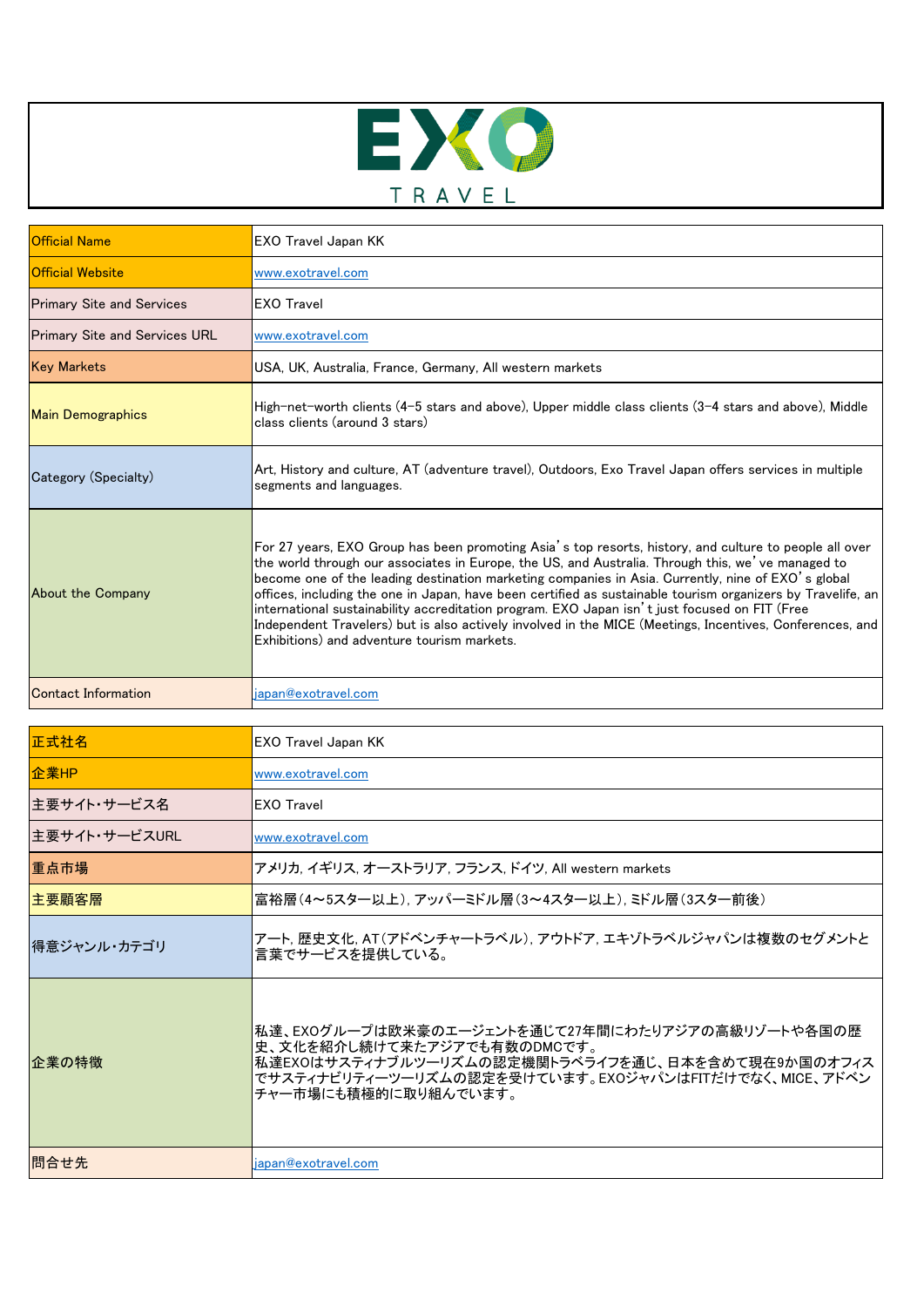EXO TRAVEL

| Official Name | EXO Travel Japan KK |
| --- | --- |
| Official Website | www.exotravel.com |
| Primary Site and Services | EXO Travel |
| Primary Site and Services URL | www.exotravel.com |
| Key Markets | USA, UK, Australia, France, Germany, All western markets |
| Main Demographics | High-net-worth clients (4-5 stars and above), Upper middle class clients (3-4 stars and above), Middle class clients (around 3 stars) |
| Category (Specialty) | Art, History and culture, AT (adventure travel), Outdoors, Exo Travel Japan offers services in multiple segments and languages. |
| About the Company | For 27 years, EXO Group has been promoting Asia's top resorts, history, and culture to people all over the world through our associates in Europe, the US, and Australia. Through this, we've managed to become one of the leading destination marketing companies in Asia. Currently, nine of EXO's global offices, including the one in Japan, have been certified as sustainable tourism organizers by Travelife, an international sustainability accreditation program. EXO Japan isn't just focused on FIT (Free Independent Travelers) but is also actively involved in the MICE (Meetings, Incentives, Conferences, and Exhibitions) and adventure tourism markets. |
| Contact Information | japan@exotravel.com |

| 正式社名 | EXO Travel Japan KK |
| --- | --- |
| 企業HP | www.exotravel.com |
| 主要サイト・サービス名 | EXO Travel |
| 主要サイト・サービスURL | www.exotravel.com |
| 重点市場 | アメリカ, イギリス, オーストラリア, フランス, ドイツ, All western markets |
| 主要顧客層 | 富裕層（4～5スター以上）, アッパーミドル層（3～4スター以上）, ミドル層（3スター前後） |
| 得意ジャンル・カテゴリ | アート, 歴史文化, AT（アドベンチャートラベル）, アウトドア, エキゾトラベルジャパンは複数のセグメントと言葉でサービスを提供している。 |
| 企業の特徴 | 私達、EXOグループは欧米豪のエージェントを通じて27年間にわたりアジアの高級リゾートや各国の歴史、文化を紹介し続けて来たアジアでも有数のDMCです。<br>私達EXOはサスティナブルツーリズムの認定機関トラベライフを通じ、日本を含めて現在9か国のオフィスでサスティナビリティーツーリズムの認定を受けています。EXOジャパンはFITだけでなく、MICE、アドベンチャー市場にも積極的に取り組んでいます。 |
| 問合せ先 | japan@exotravel.com |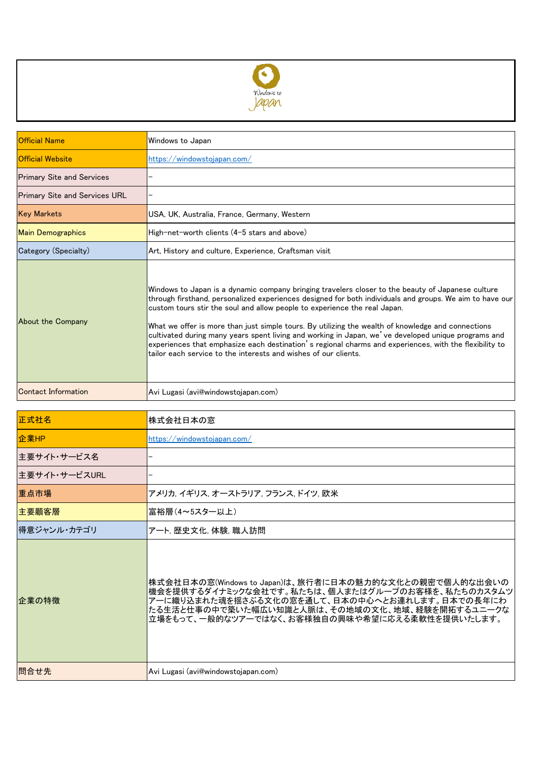| Official Name | Windows to Japan |
| --- | --- |
| Official Website | https://windowstojapan.com/ |
| Primary Site and Services | – |
| Primary Site and Services URL | – |
| Key Markets | USA, UK, Australia, France, Germany, Western |
| Main Demographics | High-net-worth clients (4-5 stars and above) |
| Category (Specialty) | Art, History and culture, Experience, Craftsman visit |
| About the Company | Windows to Japan is a dynamic company bringing travelers closer to the beauty of Japanese culture through firsthand, personalized experiences designed for both individuals and groups. We aim to have our custom tours stir the soul and allow people to experience the real Japan.<br><br>What we offer is more than just simple tours. By utilizing the wealth of knowledge and connections cultivated during many years spent living and working in Japan, we've developed unique programs and experiences that emphasize each destination's regional charms and experiences, with the flexibility to tailor each service to the interests and wishes of our clients. |
| Contact Information | Avi Lugasi (avi@windowstojapan.com) |

| 正式社名 | 株式会社日本の窓 |
| --- | --- |
| 企業HP | https://windowstojapan.com/ |
| 主要サイト・サービス名 | – |
| 主要サイト・サービスURL | – |
| 重点市場 | アメリカ, イギリス, オーストラリア, フランス, ドイツ, 欧米 |
| 主要顧客層 | 富裕層（4～5スター以上） |
| 得意ジャンル・カテゴリ | アート, 歴史文化, 体験, 職人訪問 |
| 企業の特徴 | 株式会社日本の窓(Windows to Japan)は、旅行者に日本の魅力的な文化との親密で個人的な出会いの機会を提供するダイナミックな会社です。私たちは、個人またはグループのお客様を、私たちのカスタムツアーに織り込まれた魂を揺さぶる文化の窓を通して、日本の中心へとお連れします。日本での長年にわたる生活と仕事の中で築いた幅広い知識と人脈は、その地域の文化、地域、経験を開拓するユニークな立場をもって、一般的なツアーではなく、お客様独自の興味や希望に応える柔軟性を提供いたします。 |
| 問合せ先 | Avi Lugasi (avi@windowstojapan.com) |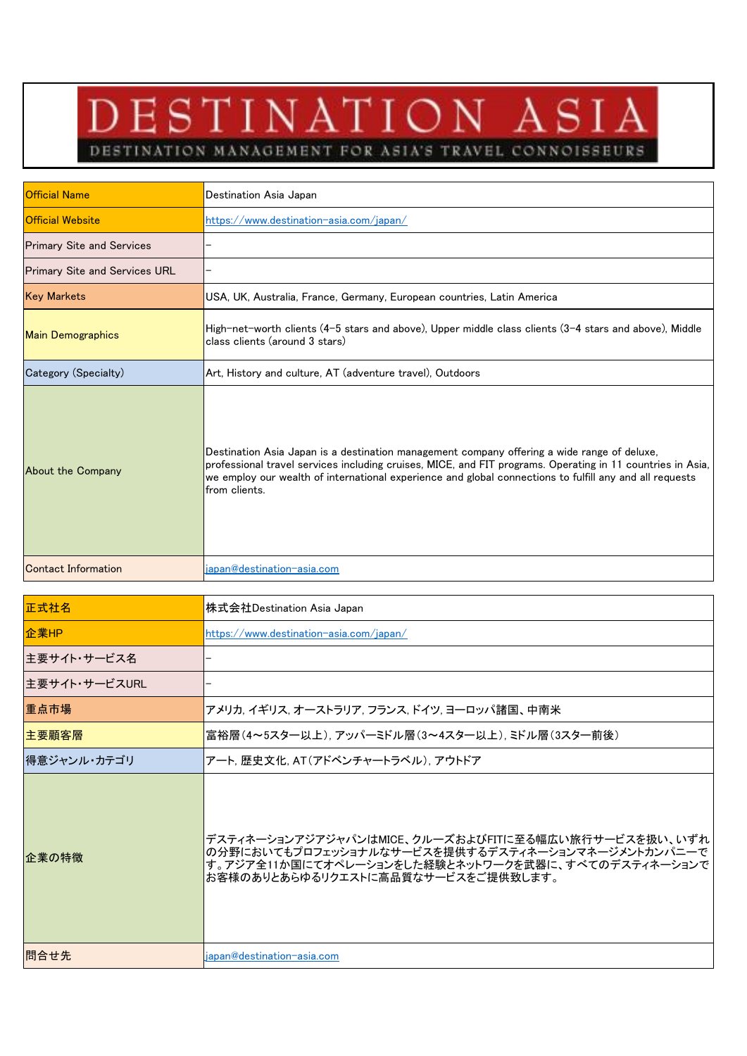# DESTINATION ASIA

DESTINATION MANAGEMENT FOR ASIA'S TRAVEL CONNOISSEURS

| | |
|---|---|
| Official Name | Destination Asia Japan |
| Official Website | https://www.destination-asia.com/japan/ |
| Primary Site and Services | – |
| Primary Site and Services URL | – |
| Key Markets | USA, UK, Australia, France, Germany, European countries, Latin America |
| Main Demographics | High-net-worth clients (4-5 stars and above), Upper middle class clients (3-4 stars and above), Middle class clients (around 3 stars) |
| Category (Specialty) | Art, History and culture, AT (adventure travel), Outdoors |
| About the Company | Destination Asia Japan is a destination management company offering a wide range of deluxe, professional travel services including cruises, MICE, and FIT programs. Operating in 11 countries in Asia, we employ our wealth of international experience and global connections to fulfill any and all requests from clients. |
| Contact Information | japan@destination-asia.com |

| | |
|---|---|
| 正式社名 | 株式会社Destination Asia Japan |
| 企業HP | https://www.destination-asia.com/japan/ |
| 主要サイト・サービス名 | – |
| 主要サイト・サービスURL | – |
| 重点市場 | アメリカ, イギリス, オーストラリア, フランス, ドイツ, ヨーロッパ諸国、中南米 |
| 主要顧客層 | 富裕層（4～5スター以上）, アッパーミドル層（3～4スター以上）, ミドル層（3スター前後） |
| 得意ジャンル・カテゴリ | アート, 歴史文化, AT（アドベンチャートラベル）, アウトドア |
| 企業の特徴 | デスティネーションアジアジャパンはMICE、クルーズおよびFITに至る幅広い旅行サービスを扱い、いずれの分野においてもプロフェッショナルなサービスを提供するデスティネーションマネージメントカンパニーです。アジア全11か国にてオペレーションをした経験とネットワークを武器に、すべてのデスティネーションでお客様のありとあらゆるリクエストに高品質なサービスをご提供致します。 |
| 問合せ先 | japan@destination-asia.com |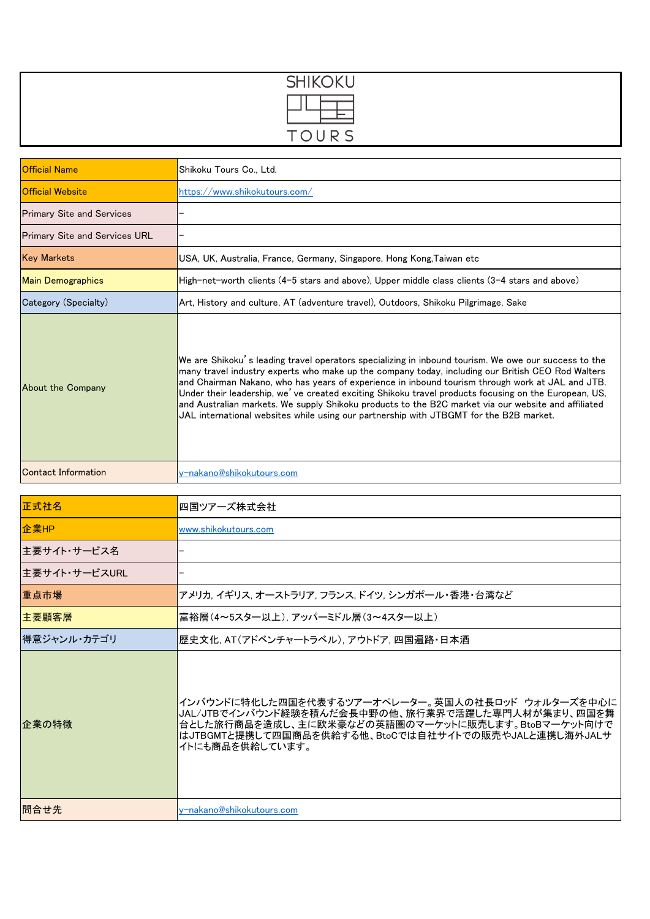# SHIKOKU TOURS

| | |
|---|---|
| Official Name | Shikoku Tours Co., Ltd. |
| Official Website | https://www.shikokutours.com/ |
| Primary Site and Services | – |
| Primary Site and Services URL | – |
| Key Markets | USA, UK, Australia, France, Germany, Singapore, Hong Kong,Taiwan etc |
| Main Demographics | High-net-worth clients (4-5 stars and above), Upper middle class clients (3-4 stars and above) |
| Category (Specialty) | Art, History and culture, AT (adventure travel), Outdoors, Shikoku Pilgrimage, Sake |
| About the Company | We are Shikoku's leading travel operators specializing in inbound tourism. We owe our success to the many travel industry experts who make up the company today, including our British CEO Rod Walters and Chairman Nakano, who has years of experience in inbound tourism through work at JAL and JTB. Under their leadership, we've created exciting Shikoku travel products focusing on the European, US, and Australian markets. We supply Shikoku products to the B2C market via our website and affiliated JAL international websites while using our partnership with JTBGMT for the B2B market. |
| Contact Information | y-nakano@shikokutours.com |

| | |
|---|---|
| 正式社名 | 四国ツアーズ株式会社 |
| 企業HP | www.shikokutours.com |
| 主要サイト・サービス名 | – |
| 主要サイト・サービスURL | – |
| 重点市場 | アメリカ, イギリス, オーストラリア, フランス, ドイツ, シンガポール・香港・台湾など |
| 主要顧客層 | 富裕層（4～5スター以上）, アッパーミドル層（3～4スター以上） |
| 得意ジャンル・カテゴリ | 歴史文化, AT（アドベンチャートラベル）, アウトドア, 四国遍路・日本酒 |
| 企業の特徴 | インバウンドに特化した四国を代表するツアーオペレーター。英国人の社長ロッド　ウォルターズを中心にJAL/JTBでインバウンド経験を積んだ会長中野の他、旅行業界で活躍した専門人材が集まり、四国を舞台とした旅行商品を造成し、主に欧米豪などの英語圏のマーケットに販売します。BtoBマーケット向けではJTBGMTと提携して四国商品を供給する他、BtoCでは自社サイトでの販売やJALと連携し海外JALサイトにも商品を供給しています。 |
| 問合せ先 | y-nakano@shikokutours.com |